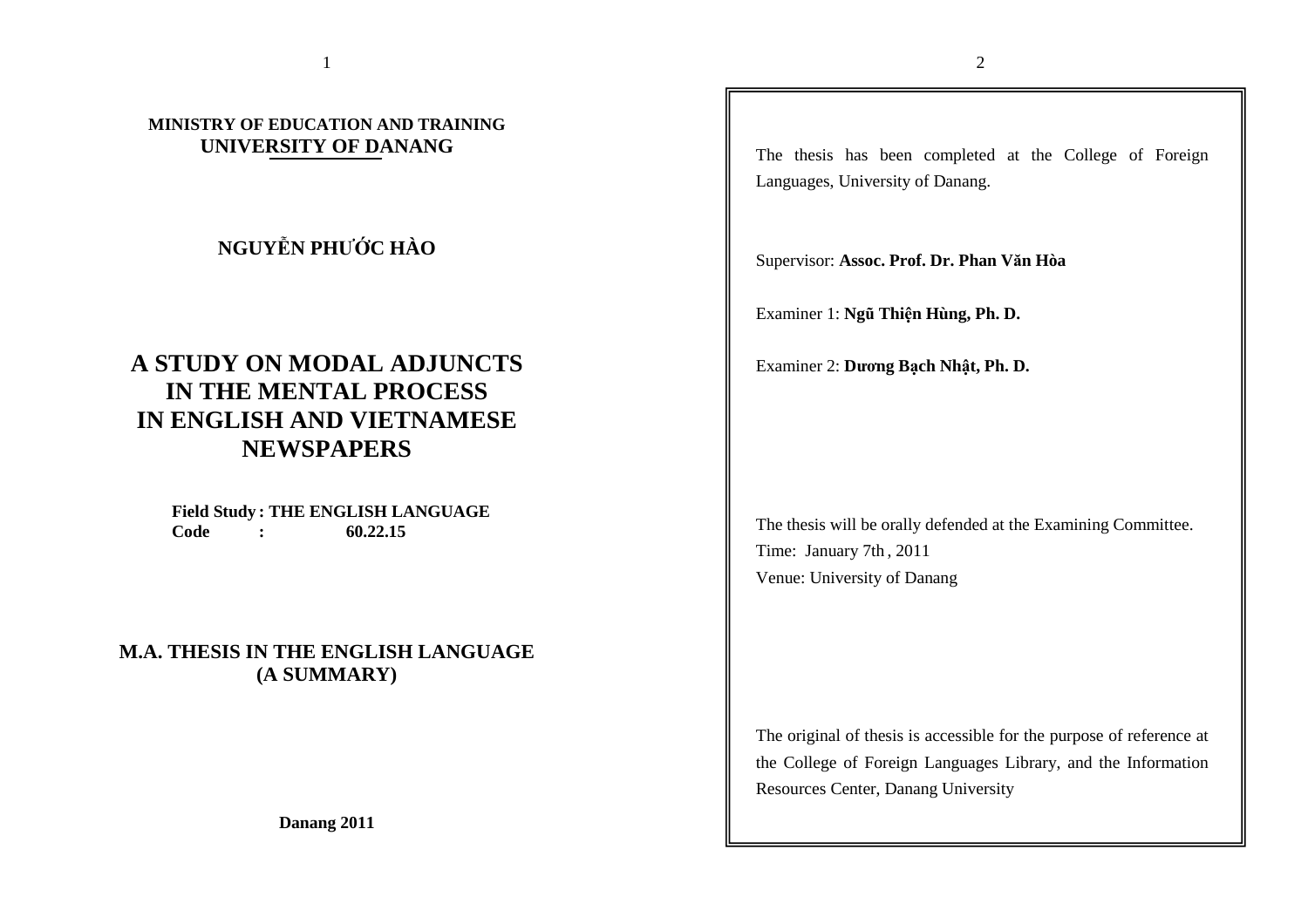**MINISTRY OF EDUCATION AND TRAINING**
**UNIVERSITY OF DANANG**

**NGUYỄN PHƯỚC HÀO**

# A STUDY ON MODAL ADJUNCTS IN THE MENTAL PROCESS IN ENGLISH AND VIETNAMESE NEWSPAPERS

**Field Study : THE ENGLISH LANGUAGE**
**Code : 60.22.15**

## M.A. THESIS IN THE ENGLISH LANGUAGE (A SUMMARY)

**Danang 2011**

The thesis has been completed at the College of Foreign Languages, University of Danang.

Supervisor: **Assoc. Prof. Dr. Phan Văn Hòa**

Examiner 1: **Ngũ Thiện Hùng, Ph. D.**

Examiner 2: **Dương Bạch Nhật, Ph. D.**

The thesis will be orally defended at the Examining Committee.
Time: January 7th , 2011
Venue: University of Danang

The original of thesis is accessible for the purpose of reference at the College of Foreign Languages Library, and the Information Resources Center, Danang University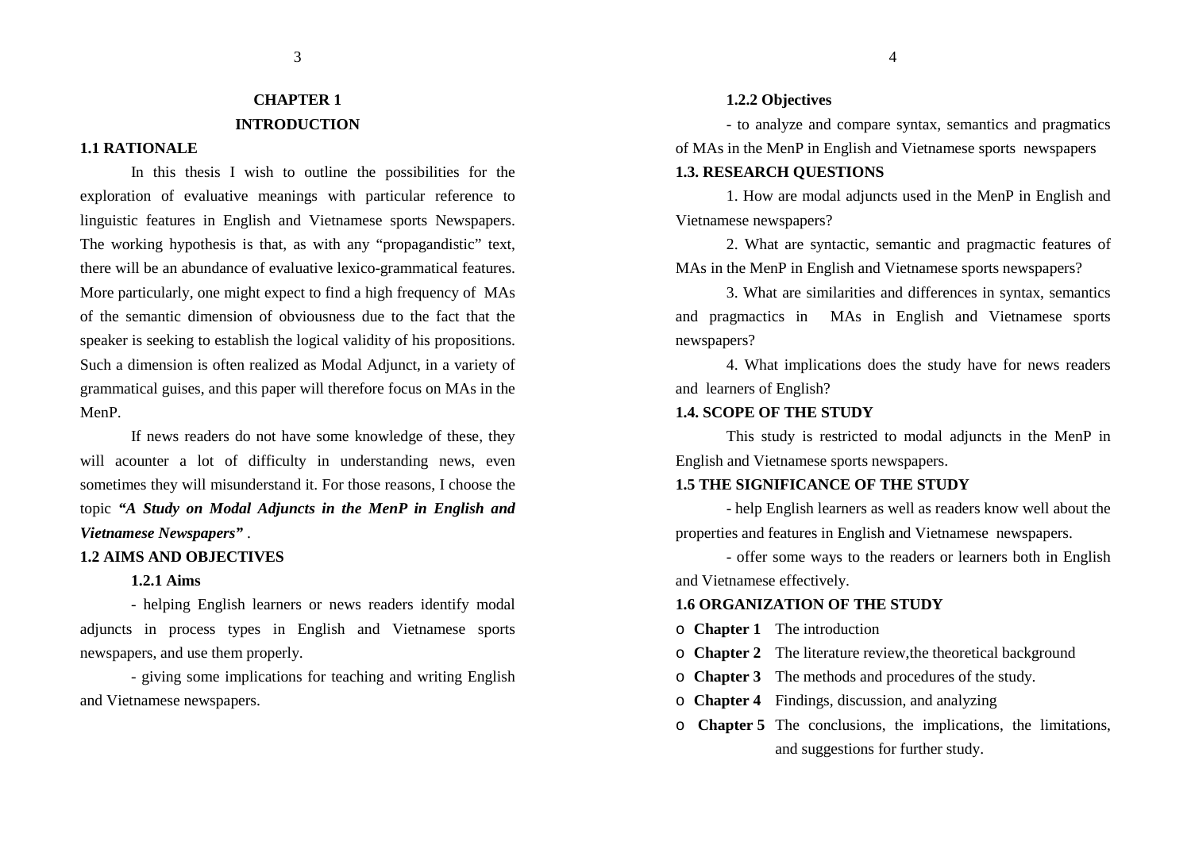# CHAPTER 1
# INTRODUCTION

## 1.1 RATIONALE

In this thesis I wish to outline the possibilities for the exploration of evaluative meanings with particular reference to linguistic features in English and Vietnamese sports Newspapers. The working hypothesis is that, as with any "propagandistic" text, there will be an abundance of evaluative lexico-grammatical features. More particularly, one might expect to find a high frequency of MAs of the semantic dimension of obviousness due to the fact that the speaker is seeking to establish the logical validity of his propositions. Such a dimension is often realized as Modal Adjunct, in a variety of grammatical guises, and this paper will therefore focus on MAs in the MenP.

If news readers do not have some knowledge of these, they will acounter a lot of difficulty in understanding news, even sometimes they will misunderstand it. For those reasons, I choose the topic ***"A Study on Modal Adjuncts in the MenP in English and Vietnamese Newspapers"*** .

## 1.2 AIMS AND OBJECTIVES

### 1.2.1 Aims

- helping English learners or news readers identify modal adjuncts in process types in English and Vietnamese sports newspapers, and use them properly.

- giving some implications for teaching and writing English and Vietnamese newspapers.

### 1.2.2 Objectives

- to analyze and compare syntax, semantics and pragmatics of MAs in the MenP in English and Vietnamese sports newspapers

## 1.3. RESEARCH QUESTIONS

1. How are modal adjuncts used in the MenP in English and Vietnamese newspapers?

2. What are syntactic, semantic and pragmactic features of MAs in the MenP in English and Vietnamese sports newspapers?

3. What are similarities and differences in syntax, semantics and pragmactics in MAs in English and Vietnamese sports newspapers?

4. What implications does the study have for news readers and learners of English?

## 1.4. SCOPE OF THE STUDY

This study is restricted to modal adjuncts in the MenP in English and Vietnamese sports newspapers.

## 1.5 THE SIGNIFICANCE OF THE STUDY

- help English learners as well as readers know well about the properties and features in English and Vietnamese newspapers.

- offer some ways to the readers or learners both in English and Vietnamese effectively.

## 1.6 ORGANIZATION OF THE STUDY

- **Chapter 1** The introduction
- **Chapter 2** The literature review,the theoretical background
- **Chapter 3** The methods and procedures of the study.
- **Chapter 4** Findings, discussion, and analyzing
- **Chapter 5** The conclusions, the implications, the limitations, and suggestions for further study.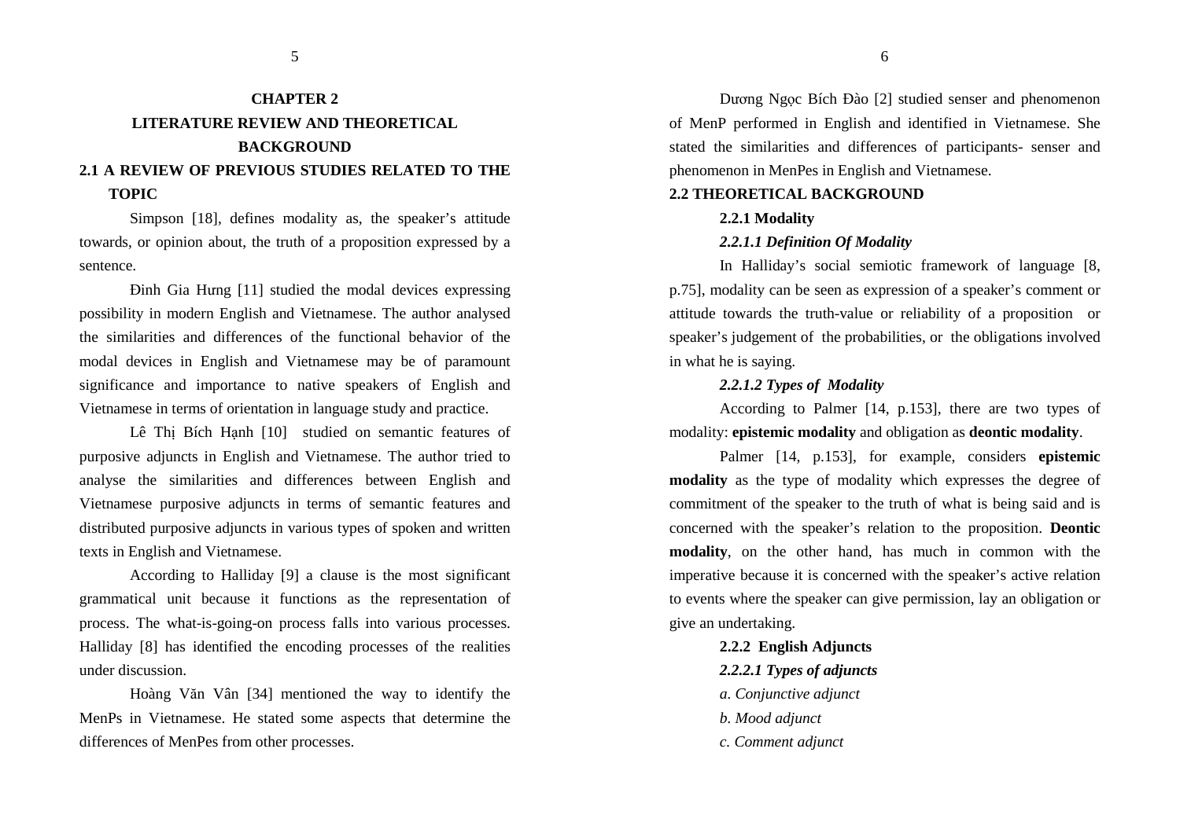# CHAPTER 2

# LITERATURE REVIEW AND THEORETICAL BACKGROUND

## 2.1 A REVIEW OF PREVIOUS STUDIES RELATED TO THE TOPIC

Simpson [18], defines modality as, the speaker's attitude towards, or opinion about, the truth of a proposition expressed by a sentence.

Đinh Gia Hưng [11] studied the modal devices expressing possibility in modern English and Vietnamese. The author analysed the similarities and differences of the functional behavior of the modal devices in English and Vietnamese may be of paramount significance and importance to native speakers of English and Vietnamese in terms of orientation in language study and practice.

Lê Thị Bích Hạnh [10] studied on semantic features of purposive adjuncts in English and Vietnamese. The author tried to analyse the similarities and differences between English and Vietnamese purposive adjuncts in terms of semantic features and distributed purposive adjuncts in various types of spoken and written texts in English and Vietnamese.

According to Halliday [9] a clause is the most significant grammatical unit because it functions as the representation of process. The what-is-going-on process falls into various processes. Halliday [8] has identified the encoding processes of the realities under discussion.

Hoàng Văn Vân [34] mentioned the way to identify the MenPs in Vietnamese. He stated some aspects that determine the differences of MenPes from other processes.

Dương Ngọc Bích Đào [2] studied senser and phenomenon of MenP performed in English and identified in Vietnamese. She stated the similarities and differences of participants- senser and phenomenon in MenPes in English and Vietnamese.

## 2.2 THEORETICAL BACKGROUND

### 2.2.1 Modality

#### *2.2.1.1 Definition Of Modality*

In Halliday's social semiotic framework of language [8, p.75], modality can be seen as expression of a speaker's comment or attitude towards the truth-value or reliability of a proposition or speaker's judgement of the probabilities, or the obligations involved in what he is saying.

#### *2.2.1.2 Types of Modality*

According to Palmer [14, p.153], there are two types of modality: **epistemic modality** and obligation as **deontic modality**.

Palmer [14, p.153], for example, considers **epistemic modality** as the type of modality which expresses the degree of commitment of the speaker to the truth of what is being said and is concerned with the speaker's relation to the proposition. **Deontic modality**, on the other hand, has much in common with the imperative because it is concerned with the speaker's active relation to events where the speaker can give permission, lay an obligation or give an undertaking.

### 2.2.2 English Adjuncts

#### *2.2.2.1 Types of adjuncts*

*a. Conjunctive adjunct*

*b. Mood adjunct*

*c. Comment adjunct*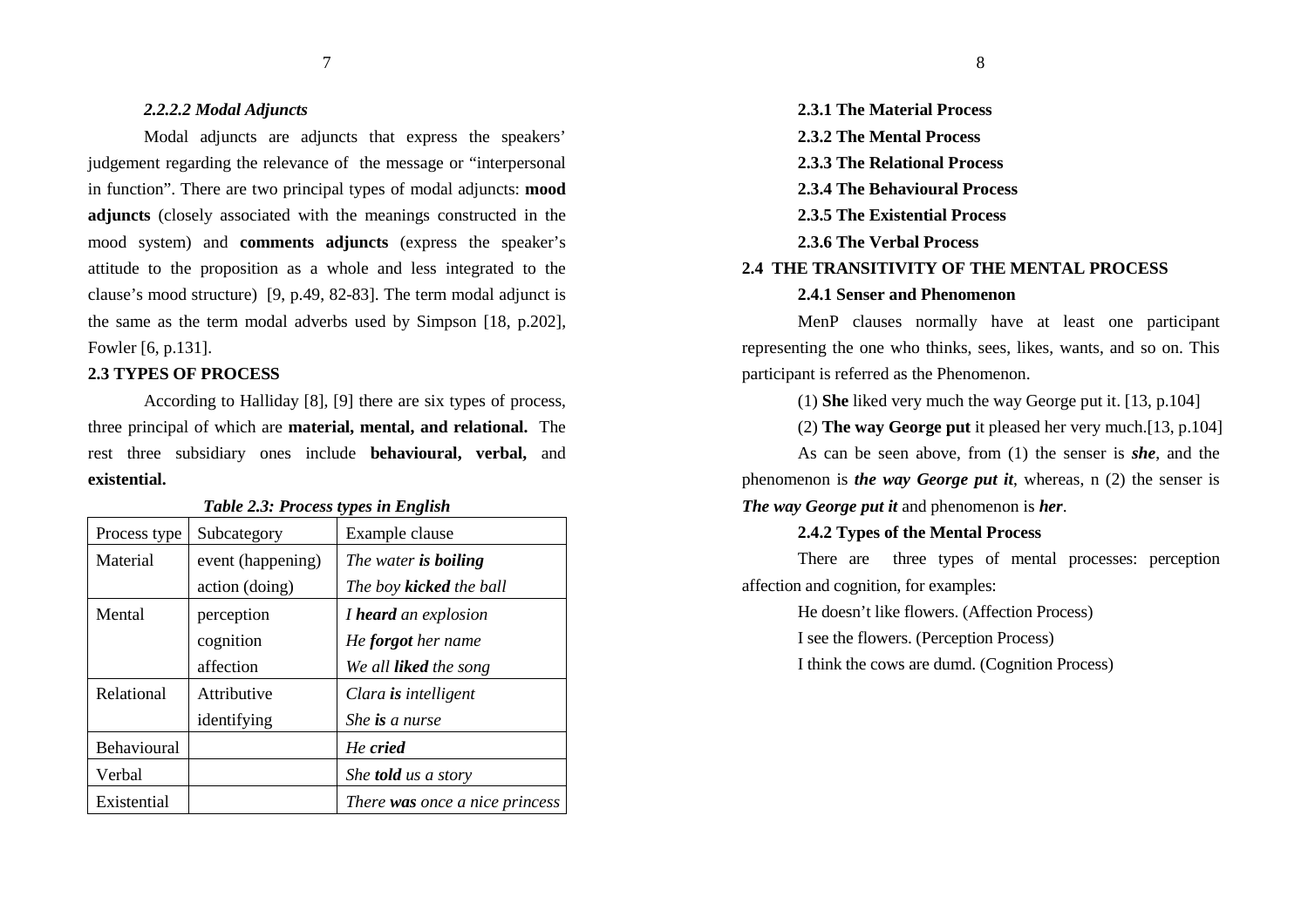#### *2.2.2.2 Modal Adjuncts*

Modal adjuncts are adjuncts that express the speakers' judgement regarding the relevance of the message or "interpersonal in function". There are two principal types of modal adjuncts: **mood adjuncts** (closely associated with the meanings constructed in the mood system) and **comments adjuncts** (express the speaker's attitude to the proposition as a whole and less integrated to the clause's mood structure) [9, p.49, 82-83]. The term modal adjunct is the same as the term modal adverbs used by Simpson [18, p.202], Fowler [6, p.131].

### 2.3 TYPES OF PROCESS

According to Halliday [8], [9] there are six types of process, three principal of which are **material, mental, and relational.** The rest three subsidiary ones include **behavioural, verbal,** and **existential.**

***Table 2.3: Process types in English***

| Process type | Subcategory | Example clause |
|---|---|---|
| Material | event (happening) | *The water **is boiling*** |
| | action (doing) | *The boy **kicked** the ball* |
| Mental | perception | *I **heard** an explosion* |
| | cognition | *He **forgot** her name* |
| | affection | *We all **liked** the song* |
| Relational | Attributive | *Clara **is** intelligent* |
| | identifying | *She **is** a nurse* |
| Behavioural | | *He **cried*** |
| Verbal | | *She **told** us a story* |
| Existential | | *There **was** once a nice princess* |

#### 2.3.1 The Material Process

#### 2.3.2 The Mental Process

#### 2.3.3 The Relational Process

#### 2.3.4 The Behavioural Process

#### 2.3.5 The Existential Process

#### 2.3.6 The Verbal Process

### 2.4 THE TRANSITIVITY OF THE MENTAL PROCESS

#### 2.4.1 Senser and Phenomenon

MenP clauses normally have at least one participant representing the one who thinks, sees, likes, wants, and so on. This participant is referred as the Phenomenon.

(1) **She** liked very much the way George put it. [13, p.104]

(2) **The way George put** it pleased her very much.[13, p.104]

As can be seen above, from (1) the senser is ***she***, and the phenomenon is ***the way George put it***, whereas, n (2) the senser is ***The way George put it*** and phenomenon is ***her***.

#### 2.4.2 Types of the Mental Process

There are three types of mental processes: perception affection and cognition, for examples:

He doesn't like flowers. (Affection Process)

I see the flowers. (Perception Process)

I think the cows are dumd. (Cognition Process)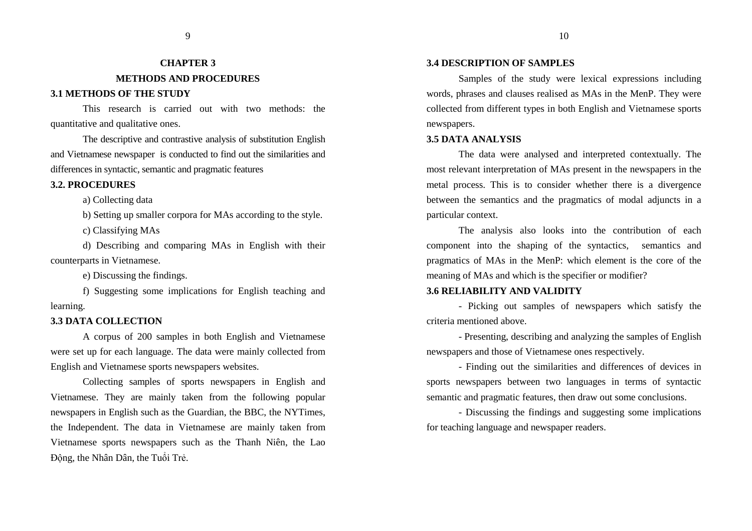# CHAPTER 3

# METHODS AND PROCEDURES

## 3.1 METHODS OF THE STUDY

This research is carried out with two methods: the quantitative and qualitative ones.

The descriptive and contrastive analysis of substitution English and Vietnamese newspaper is conducted to find out the similarities and differences in syntactic, semantic and pragmatic features

## 3.2. PROCEDURES

a) Collecting data

b) Setting up smaller corpora for MAs according to the style.

c) Classifying MAs

d) Describing and comparing MAs in English with their counterparts in Vietnamese.

e) Discussing the findings.

f) Suggesting some implications for English teaching and learning.

## 3.3 DATA COLLECTION

A corpus of 200 samples in both English and Vietnamese were set up for each language. The data were mainly collected from English and Vietnamese sports newspapers websites.

Collecting samples of sports newspapers in English and Vietnamese. They are mainly taken from the following popular newspapers in English such as the Guardian, the BBC, the NYTimes, the Independent. The data in Vietnamese are mainly taken from Vietnamese sports newspapers such as the Thanh Niên, the Lao Động, the Nhân Dân, the Tuổi Trẻ.

## 3.4 DESCRIPTION OF SAMPLES

Samples of the study were lexical expressions including words, phrases and clauses realised as MAs in the MenP. They were collected from different types in both English and Vietnamese sports newspapers.

## 3.5 DATA ANALYSIS

The data were analysed and interpreted contextually. The most relevant interpretation of MAs present in the newspapers in the metal process. This is to consider whether there is a divergence between the semantics and the pragmatics of modal adjuncts in a particular context.

The analysis also looks into the contribution of each component into the shaping of the syntactics, semantics and pragmatics of MAs in the MenP: which element is the core of the meaning of MAs and which is the specifier or modifier?

## 3.6 RELIABILITY AND VALIDITY

- Picking out samples of newspapers which satisfy the criteria mentioned above.

- Presenting, describing and analyzing the samples of English newspapers and those of Vietnamese ones respectively.

- Finding out the similarities and differences of devices in sports newspapers between two languages in terms of syntactic semantic and pragmatic features, then draw out some conclusions.

- Discussing the findings and suggesting some implications for teaching language and newspaper readers.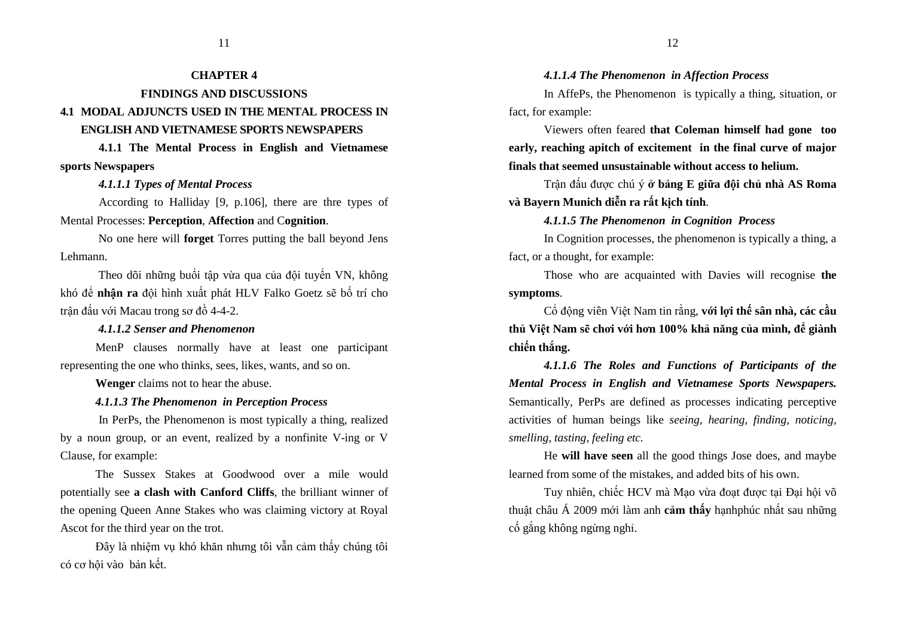# CHAPTER 4

# FINDINGS AND DISCUSSIONS

## 4.1 MODAL ADJUNCTS USED IN THE MENTAL PROCESS IN ENGLISH AND VIETNAMESE SPORTS NEWSPAPERS

### 4.1.1 The Mental Process in English and Vietnamese sports Newspapers

#### *4.1.1.1 Types of Mental Process*

According to Halliday [9, p.106], there are thre types of Mental Processes: **Perception**, **Affection** and C**ognition**.

No one here will **forget** Torres putting the ball beyond Jens Lehmann.

Theo dõi những buổi tập vừa qua của đội tuyển VN, không khó để **nhận ra** đội hình xuất phát HLV Falko Goetz sẽ bố trí cho trận đấu với Macau trong sơ đồ 4-4-2.

#### *4.1.1.2 Senser and Phenomenon*

MenP clauses normally have at least one participant representing the one who thinks, sees, likes, wants, and so on.

**Wenger** claims not to hear the abuse.

#### *4.1.1.3 The Phenomenon in Perception Process*

In PerPs, the Phenomenon is most typically a thing, realized by a noun group, or an event, realized by a nonfinite V-ing or V Clause, for example:

The Sussex Stakes at Goodwood over a mile would potentially see **a clash with Canford Cliffs**, the brilliant winner of the opening Queen Anne Stakes who was claiming victory at Royal Ascot for the third year on the trot.

Đây là nhiệm vụ khó khăn nhưng tôi vẫn cảm thấy chúng tôi có cơ hội vào bán kết.

#### *4.1.1.4 The Phenomenon in Affection Process*

In AffePs, the Phenomenon is typically a thing, situation, or fact, for example:

Viewers often feared **that Coleman himself had gone too early, reaching apitch of excitement in the final curve of major finals that seemed unsustainable without access to helium.**

Trận đấu được chú ý *ở* **bảng E giữa đội chủ nhà AS Roma và Bayern Munich diễn ra rất kịch tính**.

#### *4.1.1.5 The Phenomenon in Cognition Process*

In Cognition processes, the phenomenon is typically a thing, a fact, or a thought, for example:

Those who are acquainted with Davies will recognise **the symptoms**.

Cổ động viên Việt Nam tin rằng, **với lợi thế sân nhà, các cầu thủ Việt Nam sẽ chơi với hơn 100% khả năng của mình, để giành chiến thắng.**

#### *4.1.1.6 The Roles and Functions of Participants of the Mental Process in English and Vietnamese Sports Newspapers.*

Semantically, PerPs are defined as processes indicating perceptive activities of human beings like *seeing, hearing, finding, noticing, smelling, tasting, feeling etc.*

He **will have seen** all the good things Jose does, and maybe learned from some of the mistakes, and added bits of his own.

Tuy nhiên, chiếc HCV mà Mạo vừa đoạt được tại Đại hội võ thuật châu Á 2009 mới làm anh **cảm thấy** hạnhphúc nhất sau những cố gắng không ngừng nghỉ.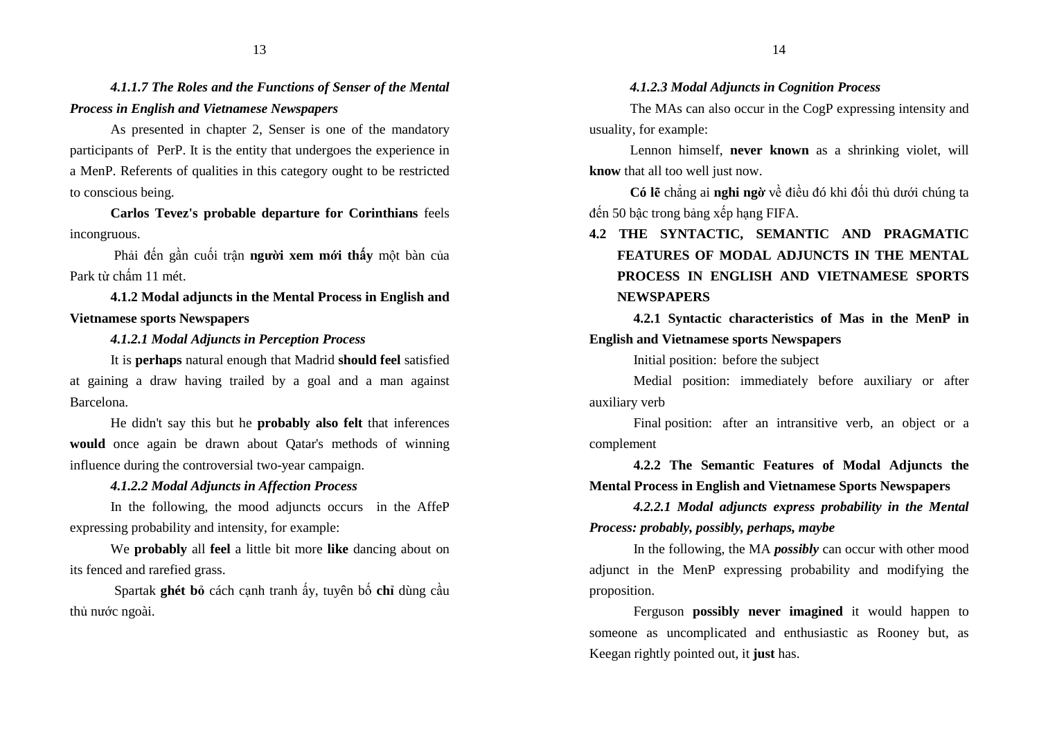#### *4.1.1.7 The Roles and the Functions of Senser of the Mental Process in English and Vietnamese Newspapers*

As presented in chapter 2, Senser is one of the mandatory participants of PerP. It is the entity that undergoes the experience in a MenP. Referents of qualities in this category ought to be restricted to conscious being.

**Carlos Tevez's probable departure for Corinthians** feels incongruous.

Phải đến gần cuối trận **người xem mới thấy** một bàn của Park từ chấm 11 mét.

### 4.1.2 Modal adjuncts in the Mental Process in English and Vietnamese sports Newspapers

#### *4.1.2.1 Modal Adjuncts in Perception Process*

It is **perhaps** natural enough that Madrid **should feel** satisfied at gaining a draw having trailed by a goal and a man against Barcelona.

He didn't say this but he **probably also felt** that inferences **would** once again be drawn about Qatar's methods of winning influence during the controversial two-year campaign.

#### *4.1.2.2 Modal Adjuncts in Affection Process*

In the following, the mood adjuncts occurs in the AffeP expressing probability and intensity, for example:

We **probably** all **feel** a little bit more **like** dancing about on its fenced and rarefied grass.

Spartak **ghét bỏ** cách cạnh tranh ấy, tuyên bố **chỉ** dùng cầu thủ nước ngoài.

#### *4.1.2.3 Modal Adjuncts in Cognition Process*

The MAs can also occur in the CogP expressing intensity and usuality, for example:

Lennon himself, **never known** as a shrinking violet, will **know** that all too well just now.

**Có lẽ** chẳng ai **nghi ngờ** về điều đó khi đối thủ dưới chúng ta đến 50 bậc trong bảng xếp hạng FIFA.

## 4.2 THE SYNTACTIC, SEMANTIC AND PRAGMATIC FEATURES OF MODAL ADJUNCTS IN THE MENTAL PROCESS IN ENGLISH AND VIETNAMESE SPORTS NEWSPAPERS

### 4.2.1 Syntactic characteristics of Mas in the MenP in English and Vietnamese sports Newspapers

Initial position: before the subject

Medial position: immediately before auxiliary or after auxiliary verb

Final position: after an intransitive verb, an object or a complement

### 4.2.2 The Semantic Features of Modal Adjuncts the Mental Process in English and Vietnamese Sports Newspapers

#### *4.2.2.1 Modal adjuncts express probability in the Mental Process: probably, possibly, perhaps, maybe*

In the following, the MA ***possibly*** can occur with other mood adjunct in the MenP expressing probability and modifying the proposition.

Ferguson **possibly never imagined** it would happen to someone as uncomplicated and enthusiastic as Rooney but, as Keegan rightly pointed out, it **just** has.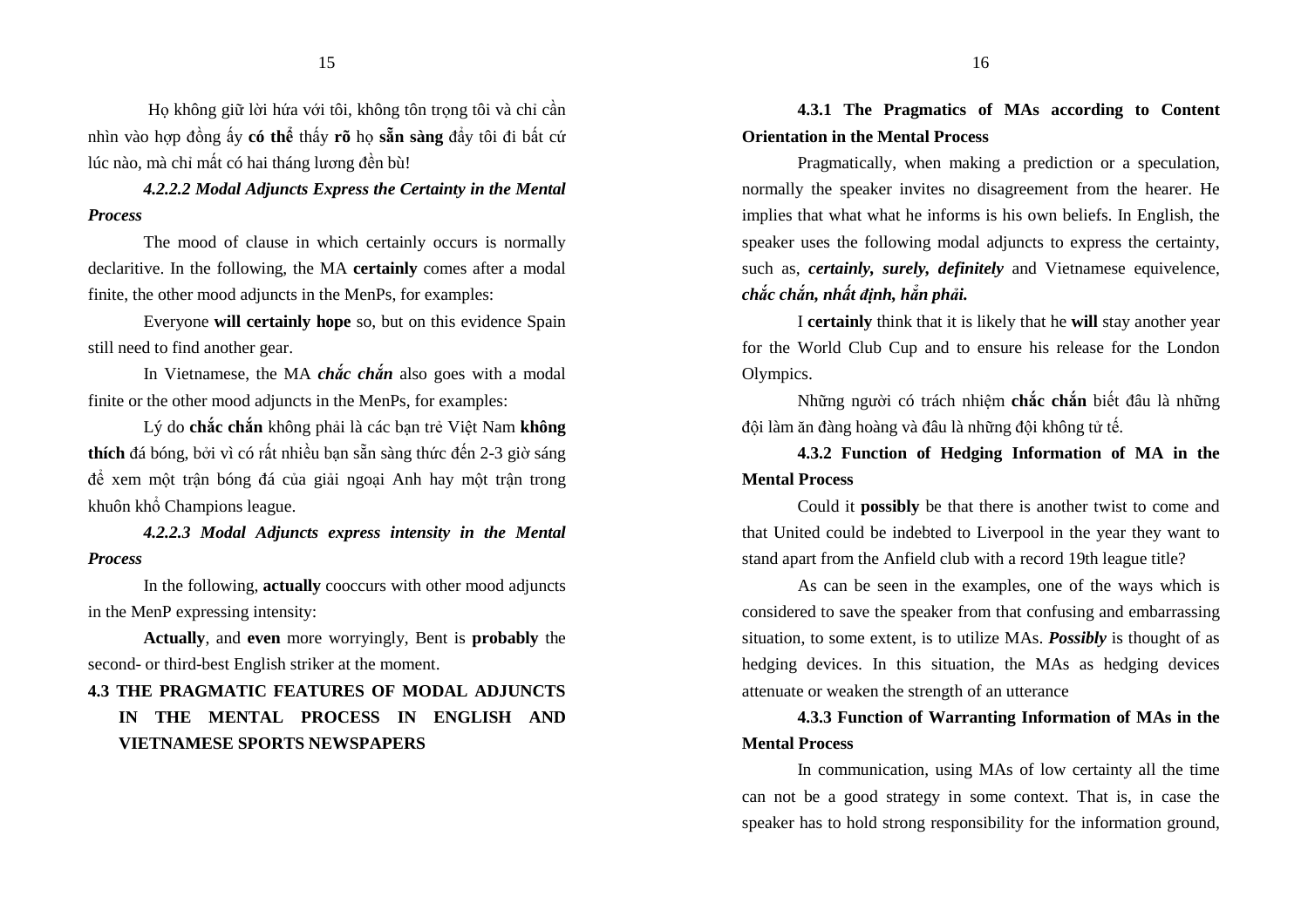Họ không giữ lời hứa với tôi, không tôn trọng tôi và chỉ cần nhìn vào hợp đồng ấy **có thể** thấy **rõ** họ **sẵn sàng** đẩy tôi đi bất cứ lúc nào, mà chỉ mất có hai tháng lương đền bù!

#### *4.2.2.2 Modal Adjuncts Express the Certainty in the Mental Process*

The mood of clause in which certainly occurs is normally declaritive. In the following, the MA **certainly** comes after a modal finite, the other mood adjuncts in the MenPs, for examples:

Everyone **will certainly hope** so, but on this evidence Spain still need to find another gear.

In Vietnamese, the MA ***chắc chắn*** also goes with a modal finite or the other mood adjuncts in the MenPs, for examples:

Lý do **chắc chắn** không phải là các bạn trẻ Việt Nam **không thích** đá bóng, bởi vì có rất nhiều bạn sẵn sàng thức đến 2-3 giờ sáng để xem một trận bóng đá của giải ngoại Anh hay một trận trong khuôn khổ Champions league.

#### *4.2.2.3 Modal Adjuncts express intensity in the Mental Process*

In the following, **actually** cooccurs with other mood adjuncts in the MenP expressing intensity:

**Actually**, and **even** more worryingly, Bent is **probably** the second- or third-best English striker at the moment.

## 4.3 THE PRAGMATIC FEATURES OF MODAL ADJUNCTS IN THE MENTAL PROCESS IN ENGLISH AND VIETNAMESE SPORTS NEWSPAPERS

### 4.3.1 The Pragmatics of MAs according to Content Orientation in the Mental Process

Pragmatically, when making a prediction or a speculation, normally the speaker invites no disagreement from the hearer. He implies that what what he informs is his own beliefs. In English, the speaker uses the following modal adjuncts to express the certainty, such as, ***certainly, surely, definitely*** and Vietnamese equivelence, ***chắc chắn, nhất định, hẳn phải.***

I **certainly** think that it is likely that he **will** stay another year for the World Club Cup and to ensure his release for the London Olympics.

Những người có trách nhiệm **chắc chắn** biết đâu là những đội làm ăn đàng hoàng và đâu là những đội không tử tế.

### 4.3.2 Function of Hedging Information of MA in the Mental Process

Could it **possibly** be that there is another twist to come and that United could be indebted to Liverpool in the year they want to stand apart from the Anfield club with a record 19th league title?

As can be seen in the examples, one of the ways which is considered to save the speaker from that confusing and embarrassing situation, to some extent, is to utilize MAs. ***Possibly*** is thought of as hedging devices. In this situation, the MAs as hedging devices attenuate or weaken the strength of an utterance

### 4.3.3 Function of Warranting Information of MAs in the Mental Process

In communication, using MAs of low certainty all the time can not be a good strategy in some context. That is, in case the speaker has to hold strong responsibility for the information ground,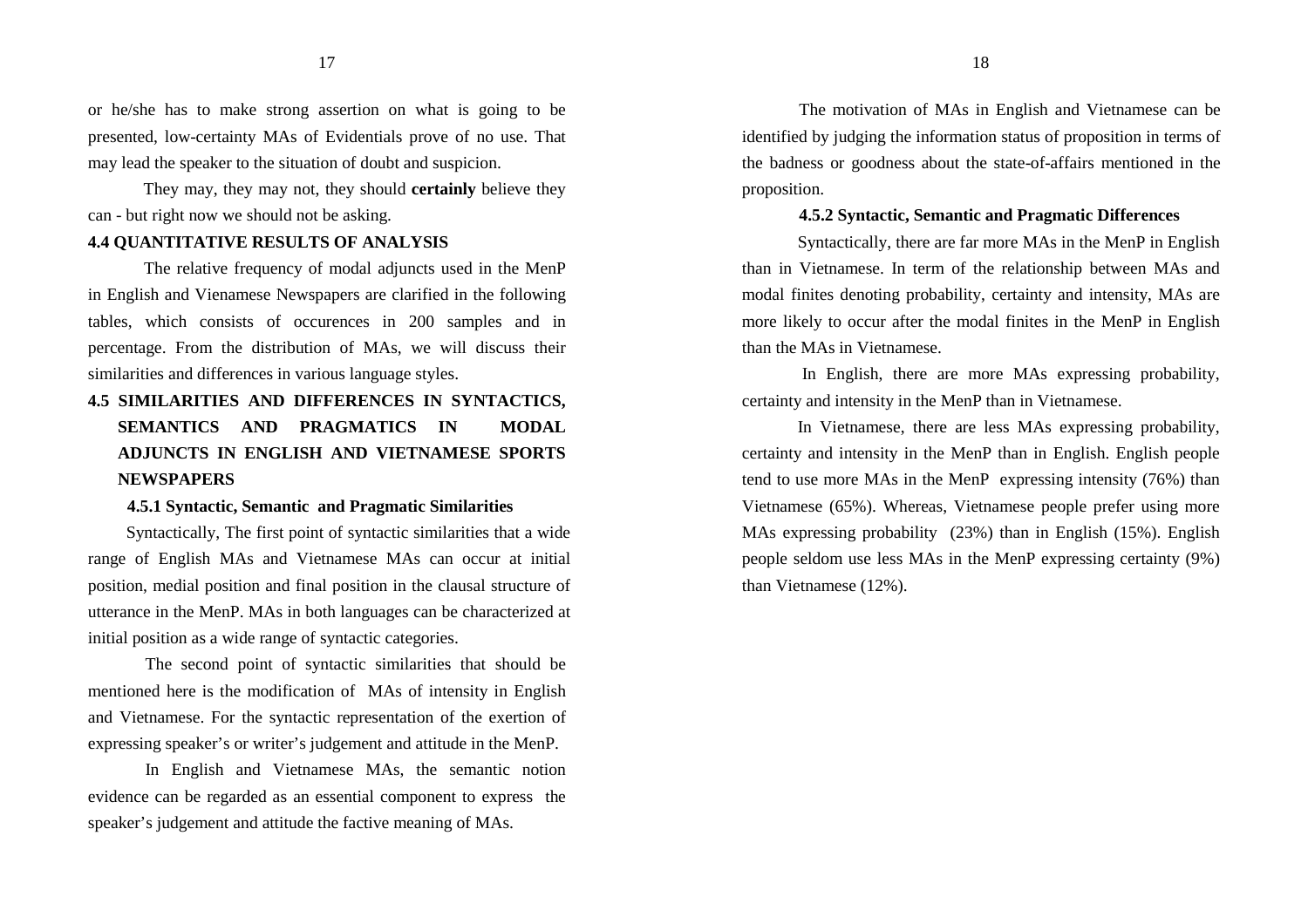or he/she has to make strong assertion on what is going to be presented, low-certainty MAs of Evidentials prove of no use. That may lead the speaker to the situation of doubt and suspicion.

They may, they may not, they should **certainly** believe they can - but right now we should not be asking.

**4.4 QUANTITATIVE RESULTS OF ANALYSIS**

The relative frequency of modal adjuncts used in the MenP in English and Vienamese Newspapers are clarified in the following tables, which consists of occurences in 200 samples and in percentage. From the distribution of MAs, we will discuss their similarities and differences in various language styles.

**4.5 SIMILARITIES AND DIFFERENCES IN SYNTACTICS, SEMANTICS AND PRAGMATICS IN MODAL ADJUNCTS IN ENGLISH AND VIETNAMESE SPORTS NEWSPAPERS**

**4.5.1 Syntactic, Semantic and Pragmatic Similarities**

Syntactically, The first point of syntactic similarities that a wide range of English MAs and Vietnamese MAs can occur at initial position, medial position and final position in the clausal structure of utterance in the MenP. MAs in both languages can be characterized at initial position as a wide range of syntactic categories.

The second point of syntactic similarities that should be mentioned here is the modification of MAs of intensity in English and Vietnamese. For the syntactic representation of the exertion of expressing speaker's or writer's judgement and attitude in the MenP.

In English and Vietnamese MAs, the semantic notion evidence can be regarded as an essential component to express the speaker's judgement and attitude the factive meaning of MAs.

The motivation of MAs in English and Vietnamese can be identified by judging the information status of proposition in terms of the badness or goodness about the state-of-affairs mentioned in the proposition.

**4.5.2 Syntactic, Semantic and Pragmatic Differences**

Syntactically, there are far more MAs in the MenP in English than in Vietnamese. In term of the relationship between MAs and modal finites denoting probability, certainty and intensity, MAs are more likely to occur after the modal finites in the MenP in English than the MAs in Vietnamese.

In English, there are more MAs expressing probability, certainty and intensity in the MenP than in Vietnamese.

In Vietnamese, there are less MAs expressing probability, certainty and intensity in the MenP than in English. English people tend to use more MAs in the MenP expressing intensity (76%) than Vietnamese (65%). Whereas, Vietnamese people prefer using more MAs expressing probability (23%) than in English (15%). English people seldom use less MAs in the MenP expressing certainty (9%) than Vietnamese (12%).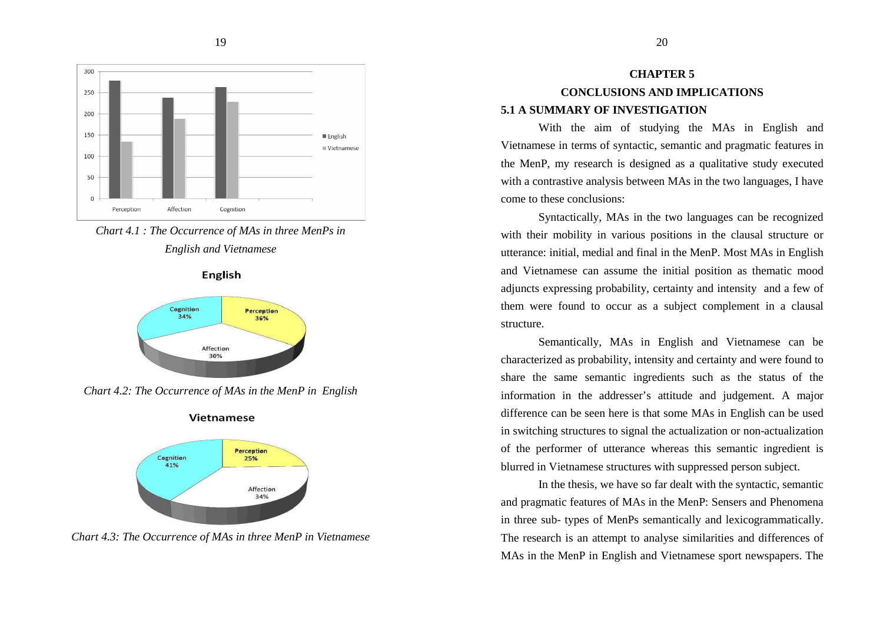*Chart 4.1 : The Occurrence of MAs in three MenPs in English and Vietnamese*

*Chart 4.2: The Occurrence of MAs in the MenP in English*

*Chart 4.3: The Occurrence of MAs in three MenP in Vietnamese*

# CHAPTER 5

# CONCLUSIONS AND IMPLICATIONS

## 5.1 A SUMMARY OF INVESTIGATION

With the aim of studying the MAs in English and Vietnamese in terms of syntactic, semantic and pragmatic features in the MenP, my research is designed as a qualitative study executed with a contrastive analysis between MAs in the two languages, I have come to these conclusions:

Syntactically, MAs in the two languages can be recognized with their mobility in various positions in the clausal structure or utterance: initial, medial and final in the MenP. Most MAs in English and Vietnamese can assume the initial position as thematic mood adjuncts expressing probability, certainty and intensity and a few of them were found to occur as a subject complement in a clausal structure.

Semantically, MAs in English and Vietnamese can be characterized as probability, intensity and certainty and were found to share the same semantic ingredients such as the status of the information in the addresser's attitude and judgement. A major difference can be seen here is that some MAs in English can be used in switching structures to signal the actualization or non-actualization of the performer of utterance whereas this semantic ingredient is blurred in Vietnamese structures with suppressed person subject.

In the thesis, we have so far dealt with the syntactic, semantic and pragmatic features of MAs in the MenP: Sensers and Phenomena in three sub- types of MenPs semantically and lexicogrammatically. The research is an attempt to analyse similarities and differences of MAs in the MenP in English and Vietnamese sport newspapers. The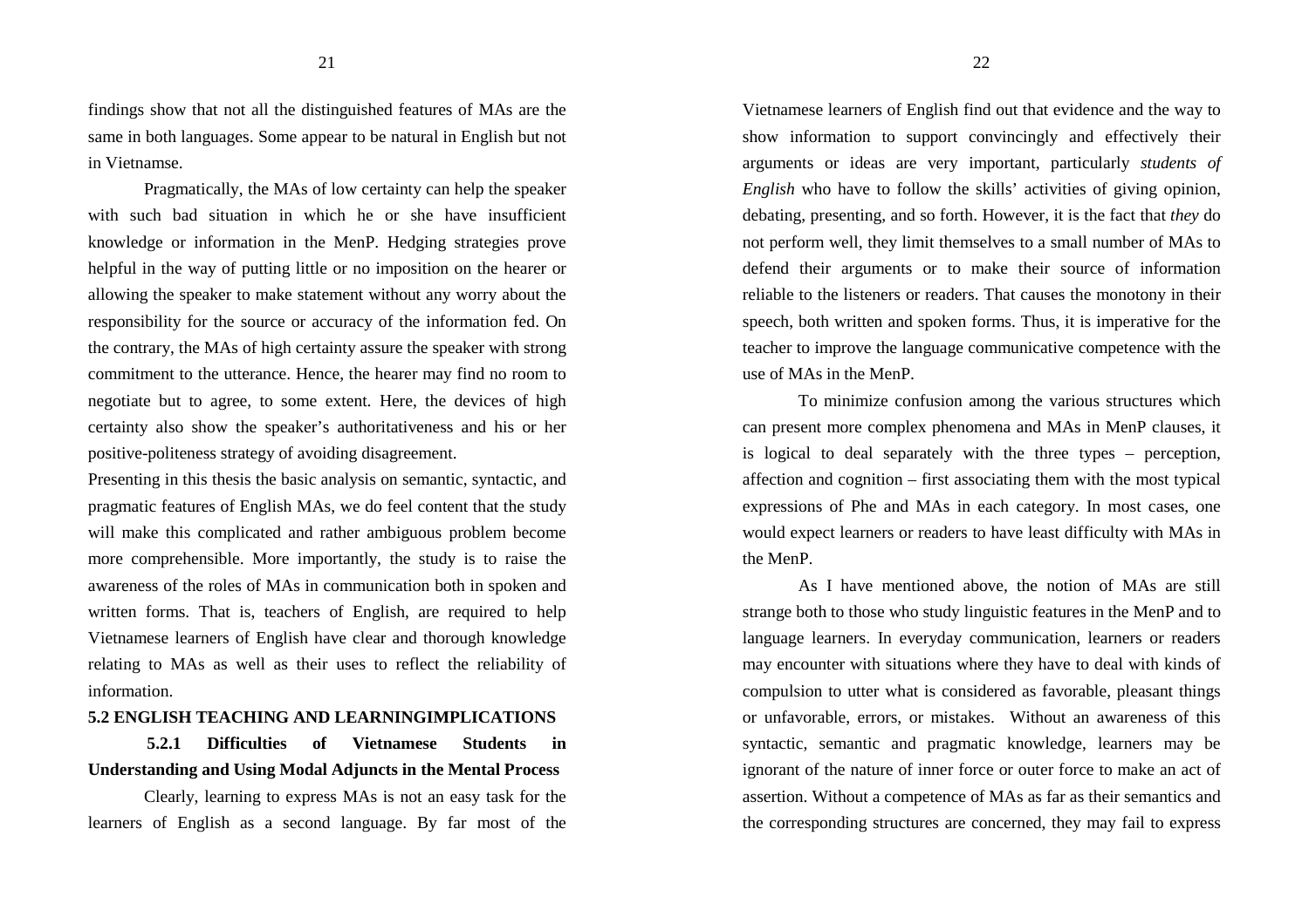findings show that not all the distinguished features of MAs are the same in both languages. Some appear to be natural in English but not in Vietnamse.

Pragmatically, the MAs of low certainty can help the speaker with such bad situation in which he or she have insufficient knowledge or information in the MenP. Hedging strategies prove helpful in the way of putting little or no imposition on the hearer or allowing the speaker to make statement without any worry about the responsibility for the source or accuracy of the information fed. On the contrary, the MAs of high certainty assure the speaker with strong commitment to the utterance. Hence, the hearer may find no room to negotiate but to agree, to some extent. Here, the devices of high certainty also show the speaker's authoritativeness and his or her positive-politeness strategy of avoiding disagreement.

Presenting in this thesis the basic analysis on semantic, syntactic, and pragmatic features of English MAs, we do feel content that the study will make this complicated and rather ambiguous problem become more comprehensible. More importantly, the study is to raise the awareness of the roles of MAs in communication both in spoken and written forms. That is, teachers of English, are required to help Vietnamese learners of English have clear and thorough knowledge relating to MAs as well as their uses to reflect the reliability of information.

## 5.2 ENGLISH TEACHING AND LEARNINGIMPLICATIONS

### 5.2.1 Difficulties of Vietnamese Students in Understanding and Using Modal Adjuncts in the Mental Process

Clearly, learning to express MAs is not an easy task for the learners of English as a second language. By far most of the Vietnamese learners of English find out that evidence and the way to show information to support convincingly and effectively their arguments or ideas are very important, particularly *students of English* who have to follow the skills' activities of giving opinion, debating, presenting, and so forth. However, it is the fact that *they* do not perform well, they limit themselves to a small number of MAs to defend their arguments or to make their source of information reliable to the listeners or readers. That causes the monotony in their speech, both written and spoken forms. Thus, it is imperative for the teacher to improve the language communicative competence with the use of MAs in the MenP.

To minimize confusion among the various structures which can present more complex phenomena and MAs in MenP clauses, it is logical to deal separately with the three types – perception, affection and cognition – first associating them with the most typical expressions of Phe and MAs in each category. In most cases, one would expect learners or readers to have least difficulty with MAs in the MenP.

As I have mentioned above, the notion of MAs are still strange both to those who study linguistic features in the MenP and to language learners. In everyday communication, learners or readers may encounter with situations where they have to deal with kinds of compulsion to utter what is considered as favorable, pleasant things or unfavorable, errors, or mistakes. Without an awareness of this syntactic, semantic and pragmatic knowledge, learners may be ignorant of the nature of inner force or outer force to make an act of assertion. Without a competence of MAs as far as their semantics and the corresponding structures are concerned, they may fail to express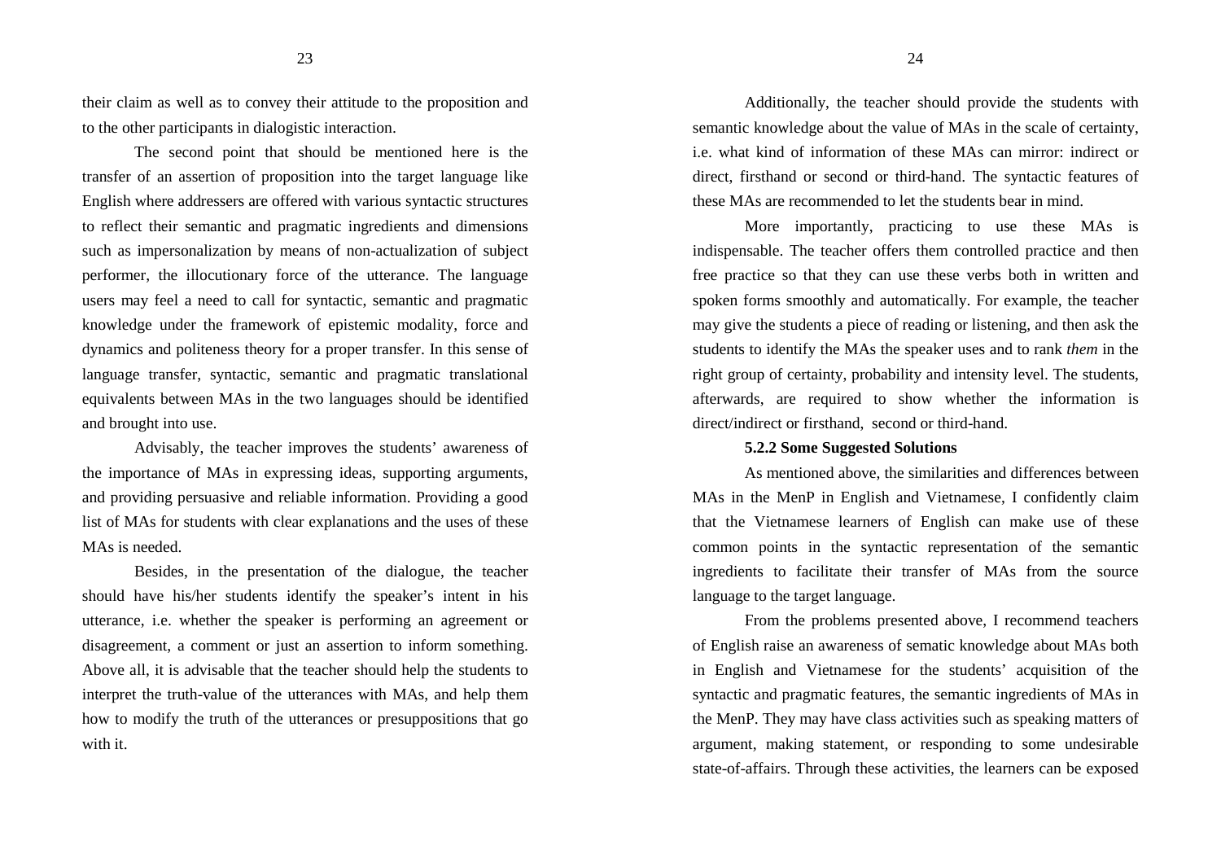their claim as well as to convey their attitude to the proposition and to the other participants in dialogistic interaction.

The second point that should be mentioned here is the transfer of an assertion of proposition into the target language like English where addressers are offered with various syntactic structures to reflect their semantic and pragmatic ingredients and dimensions such as impersonalization by means of non-actualization of subject performer, the illocutionary force of the utterance. The language users may feel a need to call for syntactic, semantic and pragmatic knowledge under the framework of epistemic modality, force and dynamics and politeness theory for a proper transfer. In this sense of language transfer, syntactic, semantic and pragmatic translational equivalents between MAs in the two languages should be identified and brought into use.

Advisably, the teacher improves the students' awareness of the importance of MAs in expressing ideas, supporting arguments, and providing persuasive and reliable information. Providing a good list of MAs for students with clear explanations and the uses of these MAs is needed.

Besides, in the presentation of the dialogue, the teacher should have his/her students identify the speaker's intent in his utterance, i.e. whether the speaker is performing an agreement or disagreement, a comment or just an assertion to inform something. Above all, it is advisable that the teacher should help the students to interpret the truth-value of the utterances with MAs, and help them how to modify the truth of the utterances or presuppositions that go with it.

Additionally, the teacher should provide the students with semantic knowledge about the value of MAs in the scale of certainty, i.e. what kind of information of these MAs can mirror: indirect or direct, firsthand or second or third-hand. The syntactic features of these MAs are recommended to let the students bear in mind.

More importantly, practicing to use these MAs is indispensable. The teacher offers them controlled practice and then free practice so that they can use these verbs both in written and spoken forms smoothly and automatically. For example, the teacher may give the students a piece of reading or listening, and then ask the students to identify the MAs the speaker uses and to rank *them* in the right group of certainty, probability and intensity level. The students, afterwards, are required to show whether the information is direct/indirect or firsthand, second or third-hand.

**5.2.2 Some Suggested Solutions**

As mentioned above, the similarities and differences between MAs in the MenP in English and Vietnamese, I confidently claim that the Vietnamese learners of English can make use of these common points in the syntactic representation of the semantic ingredients to facilitate their transfer of MAs from the source language to the target language.

From the problems presented above, I recommend teachers of English raise an awareness of sematic knowledge about MAs both in English and Vietnamese for the students' acquisition of the syntactic and pragmatic features, the semantic ingredients of MAs in the MenP. They may have class activities such as speaking matters of argument, making statement, or responding to some undesirable state-of-affairs. Through these activities, the learners can be exposed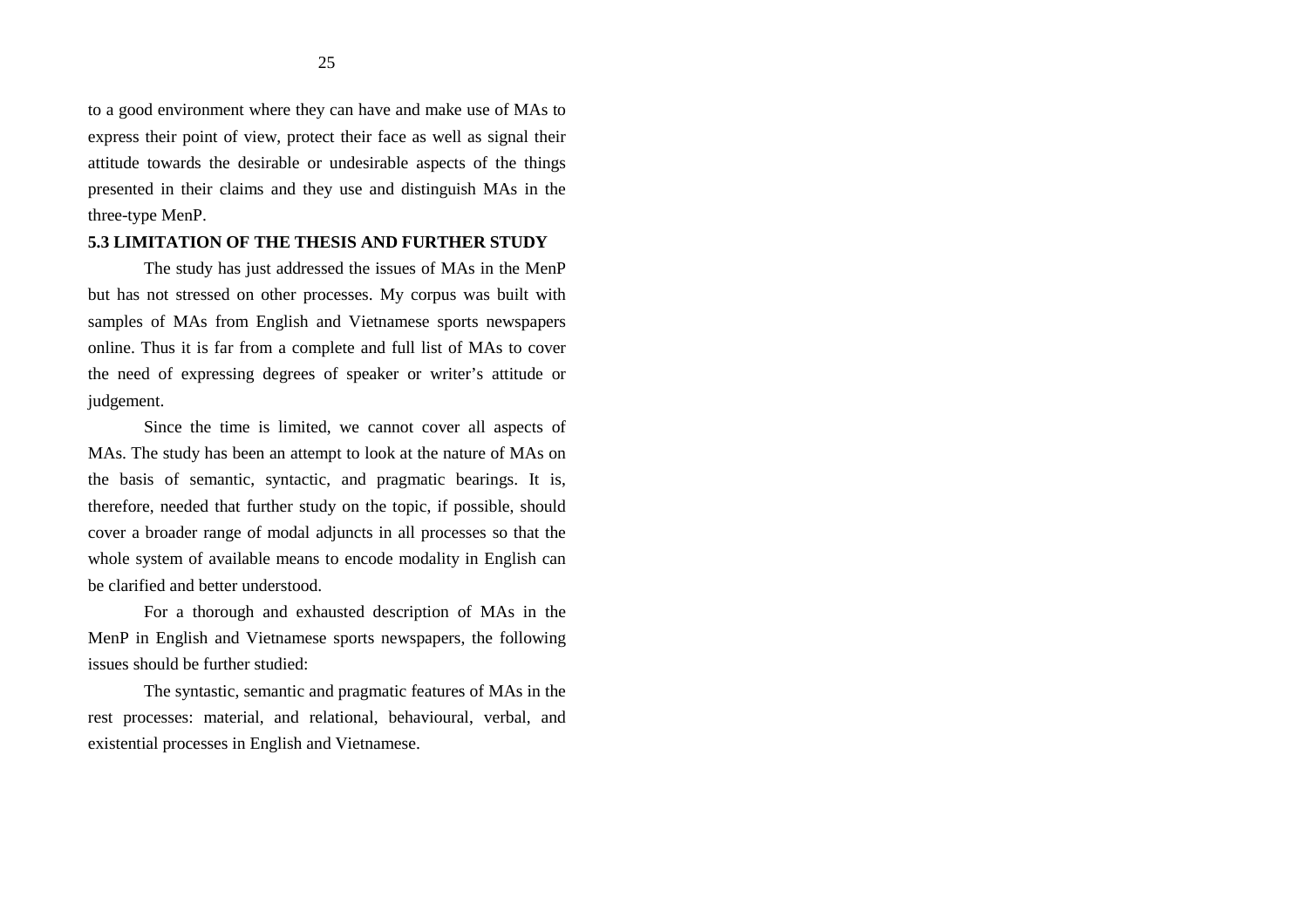to a good environment where they can have and make use of MAs to express their point of view, protect their face as well as signal their attitude towards the desirable or undesirable aspects of the things presented in their claims and they use and distinguish MAs in the three-type MenP.

**5.3 LIMITATION OF THE THESIS AND FURTHER STUDY**

The study has just addressed the issues of MAs in the MenP but has not stressed on other processes. My corpus was built with samples of MAs from English and Vietnamese sports newspapers online. Thus it is far from a complete and full list of MAs to cover the need of expressing degrees of speaker or writer's attitude or judgement.

Since the time is limited, we cannot cover all aspects of MAs. The study has been an attempt to look at the nature of MAs on the basis of semantic, syntactic, and pragmatic bearings. It is, therefore, needed that further study on the topic, if possible, should cover a broader range of modal adjuncts in all processes so that the whole system of available means to encode modality in English can be clarified and better understood.

For a thorough and exhausted description of MAs in the MenP in English and Vietnamese sports newspapers, the following issues should be further studied:

The syntastic, semantic and pragmatic features of MAs in the rest processes: material, and relational, behavioural, verbal, and existential processes in English and Vietnamese.